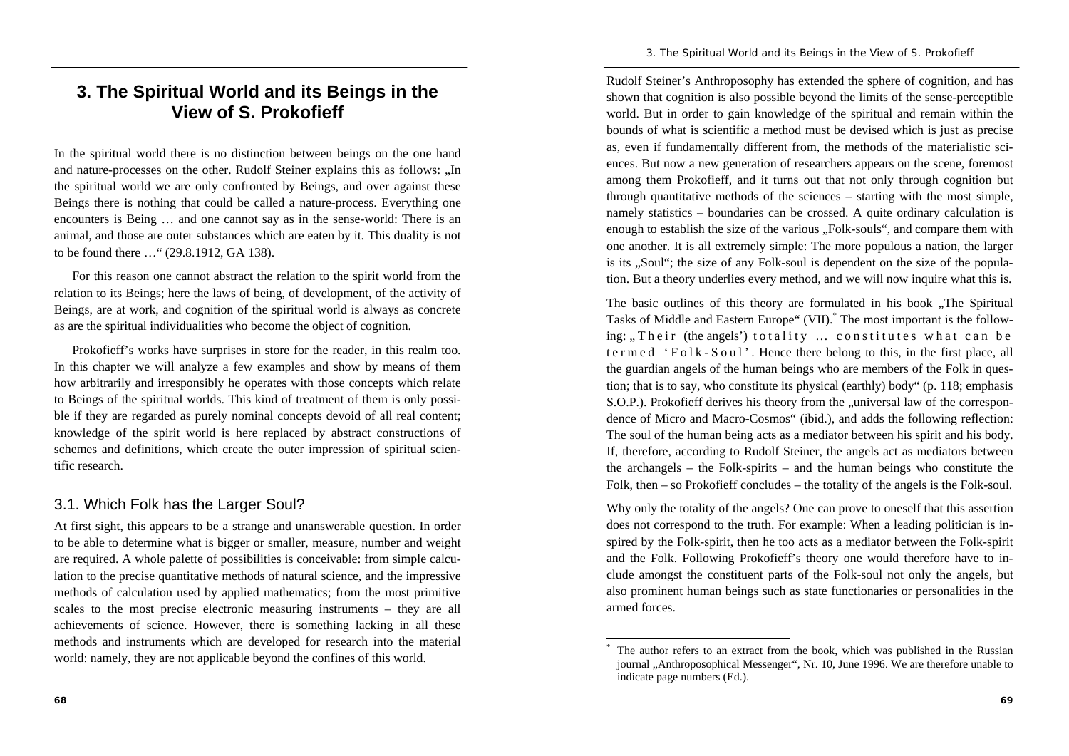# 3. The Spiritual World and its Beings in the View of S. Prokofieff

In the spiritual world there is no distinction between beings on the one hand and nature-processes on the other. Rudolf Steiner explains this as follows: „In the spiritual world we are only confronted by Beings, and over against these Beings there is nothing that could be called a nature-process. Everything one encounters is Being … and one cannot say as in the sense-world: There is an animal, and those are outer substances which are eaten by it. This duality is not to be found there …" (29.8.1912, GA 138).

For this reason one cannot abstract the relation to the spirit world from the relation to its Beings; here the laws of being, of development, of the activity of Beings, are at work, and cognition of the spiritual world is always as concrete as are the spiritual individualities who become the object of cognition.

Prokofieff's works have surprises in store for the reader, in this realm too. In this chapter we will analyze a few examples and show by means of them how arbitrarily and irresponsibly he operates with those concepts which relate to Beings of the spiritual worlds. This kind of treatment of them is only possible if they are regarded as purely nominal concepts devoid of all real content; knowledge of the spirit world is here replaced by abstract constructions of schemes and definitions, which create the outer impression of spiritual scientific research.

## 3.1. Which Folk has the Larger Soul?

At first sight, this appears to be a strange and unanswerable question. In order to be able to determine what is bigger or smaller, measure, number and weight are required. A whole palette of possibilities is conceivable: from simple calculation to the precise quantitative methods of natural science, and the impressive methods of calculation used by applied mathematics; from the most primitive scales to the most precise electronic measuring instruments – they are all achievements of science. However, there is something lacking in all these methods and instruments which are developed for research into the material world: namely, they are not applicable beyond the confines of this world.

Rudolf Steiner's Anthroposophy has extended the sphere of cognition, and has shown that cognition is also possible beyond the limits of the sense-perceptible world. But in order to gain knowledge of the spiritual and remain within the bounds of what is scientific a method must be devised which is just as precise as, even if fundamentally different from, the methods of the materialistic sciences. But now a new generation of researchers appears on the scene, foremost among them Prokofieff, and it turns out that not only through cognition but through quantitative methods of the sciences – starting with the most simple, namely statistics – boundaries can be crossed. A quite ordinary calculation is enough to establish the size of the various „Folk-souls", and compare them with one another. It is all extremely simple: The more populous a nation, the larger is its „Soul"; the size of any Folk-soul is dependent on the size of the population. But a theory underlies every method, and we will now inquire what this is.

The basic outlines of this theory are formulated in his book „The Spiritual Tasks of Middle and Eastern Europe" (VII).[*] The most important is the following: „T h e i r (the angels') t o t a l i t y … c o n s t i t u t e s w h a t c a n b e t e r m e d ' F o l k - S o u l '. Hence there belong to this, in the first place, all the guardian angels of the human beings who are members of the Folk in question; that is to say, who constitute its physical (earthly) body" (p. 118; emphasis S.O.P.). Prokofieff derives his theory from the „universal law of the correspondence of Micro and Macro-Cosmos" (ibid.), and adds the following reflection: The soul of the human being acts as a mediator between his spirit and his body. If, therefore, according to Rudolf Steiner, the angels act as mediators between the archangels – the Folk-spirits – and the human beings who constitute the Folk, then – so Prokofieff concludes – the totality of the angels is the Folk-soul.

Why only the totality of the angels? One can prove to oneself that this assertion does not correspond to the truth. For example: When a leading politician is inspired by the Folk-spirit, then he too acts as a mediator between the Folk-spirit and the Folk. Following Prokofieff's theory one would therefore have to include amongst the constituent parts of the Folk-soul not only the angels, but also prominent human beings such as state functionaries or personalities in the armed forces.

---

[*] The author refers to an extract from the book, which was published in the Russian journal „Anthroposophical Messenger", Nr. 10, June 1996. We are therefore unable to indicate page numbers (Ed.).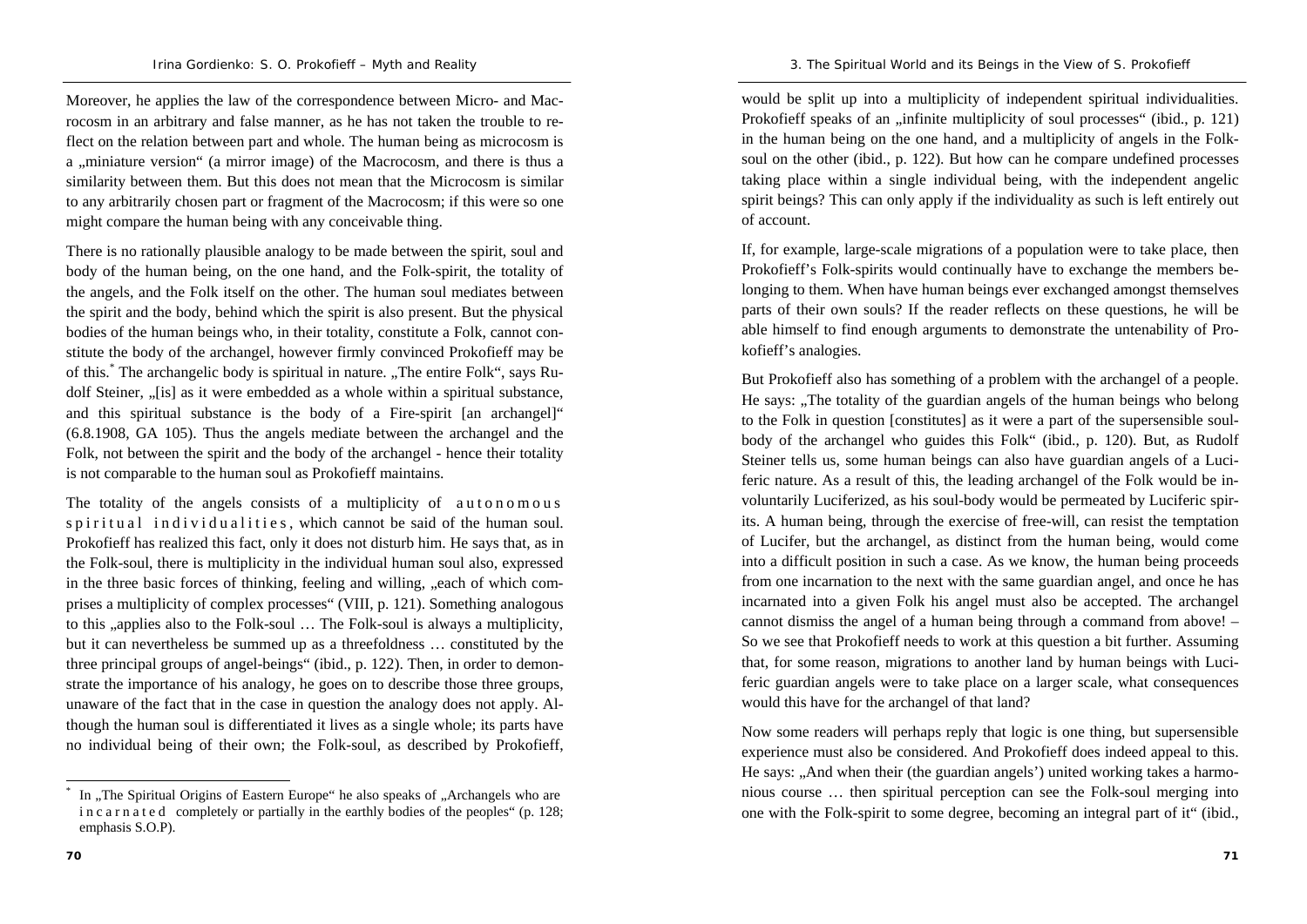Moreover, he applies the law of the correspondence between Micro- and Macrocosm in an arbitrary and false manner, as he has not taken the trouble to reflect on the relation between part and whole. The human being as microcosm is a „miniature version" (a mirror image) of the Macrocosm, and there is thus a similarity between them. But this does not mean that the Microcosm is similar to any arbitrarily chosen part or fragment of the Macrocosm; if this were so one might compare the human being with any conceivable thing.

There is no rationally plausible analogy to be made between the spirit, soul and body of the human being, on the one hand, and the Folk-spirit, the totality of the angels, and the Folk itself on the other. The human soul mediates between the spirit and the body, behind which the spirit is also present. But the physical bodies of the human beings who, in their totality, constitute a Folk, cannot constitute the body of the archangel, however firmly convinced Prokofieff may be of this.* The archangelic body is spiritual in nature. „The entire Folk", says Rudolf Steiner, „[is] as it were embedded as a whole within a spiritual substance, and this spiritual substance is the body of a Fire-spirit [an archangel]" (6.8.1908, GA 105). Thus the angels mediate between the archangel and the Folk, not between the spirit and the body of the archangel - hence their totality is not comparable to the human soul as Prokofieff maintains.

The totality of the angels consists of a multiplicity of a u t o n o m o u s s p i r i t u a l i n d i v i d u a l i t i e s, which cannot be said of the human soul. Prokofieff has realized this fact, only it does not disturb him. He says that, as in the Folk-soul, there is multiplicity in the individual human soul also, expressed in the three basic forces of thinking, feeling and willing, „each of which comprises a multiplicity of complex processes" (VIII, p. 121). Something analogous to this „applies also to the Folk-soul … The Folk-soul is always a multiplicity, but it can nevertheless be summed up as a threefoldness … constituted by the three principal groups of angel-beings" (ibid., p. 122). Then, in order to demonstrate the importance of his analogy, he goes on to describe those three groups, unaware of the fact that in the case in question the analogy does not apply. Although the human soul is differentiated it lives as a single whole; its parts have no individual being of their own; the Folk-soul, as described by Prokofieff, would be split up into a multiplicity of independent spiritual individualities. Prokofieff speaks of an „infinite multiplicity of soul processes" (ibid., p. 121) in the human being on the one hand, and a multiplicity of angels in the Folk-soul on the other (ibid., p. 122). But how can he compare undefined processes taking place within a single individual being, with the independent angelic spirit beings? This can only apply if the individuality as such is left entirely out of account.

If, for example, large-scale migrations of a population were to take place, then Prokofieff's Folk-spirits would continually have to exchange the members belonging to them. When have human beings ever exchanged amongst themselves parts of their own souls? If the reader reflects on these questions, he will be able himself to find enough arguments to demonstrate the untenability of Prokofieff's analogies.

But Prokofieff also has something of a problem with the archangel of a people. He says: „The totality of the guardian angels of the human beings who belong to the Folk in question [constitutes] as it were a part of the supersensible soul-body of the archangel who guides this Folk" (ibid., p. 120). But, as Rudolf Steiner tells us, some human beings can also have guardian angels of a Luciferic nature. As a result of this, the leading archangel of the Folk would be involuntarily Luciferized, as his soul-body would be permeated by Luciferic spirits. A human being, through the exercise of free-will, can resist the temptation of Lucifer, but the archangel, as distinct from the human being, would come into a difficult position in such a case. As we know, the human being proceeds from one incarnation to the next with the same guardian angel, and once he has incarnated into a given Folk his angel must also be accepted. The archangel cannot dismiss the angel of a human being through a command from above! – So we see that Prokofieff needs to work at this question a bit further. Assuming that, for some reason, migrations to another land by human beings with Luciferic guardian angels were to take place on a larger scale, what consequences would this have for the archangel of that land?

Now some readers will perhaps reply that logic is one thing, but supersensible experience must also be considered. And Prokofieff does indeed appeal to this. He says: „And when their (the guardian angels') united working takes a harmonious course … then spiritual perception can see the Folk-soul merging into one with the Folk-spirit to some degree, becoming an integral part of it" (ibid.,

---

* In „The Spiritual Origins of Eastern Europe" he also speaks of „Archangels who are i n c a r n a t e d completely or partially in the earthly bodies of the peoples" (p. 128; emphasis S.O.P).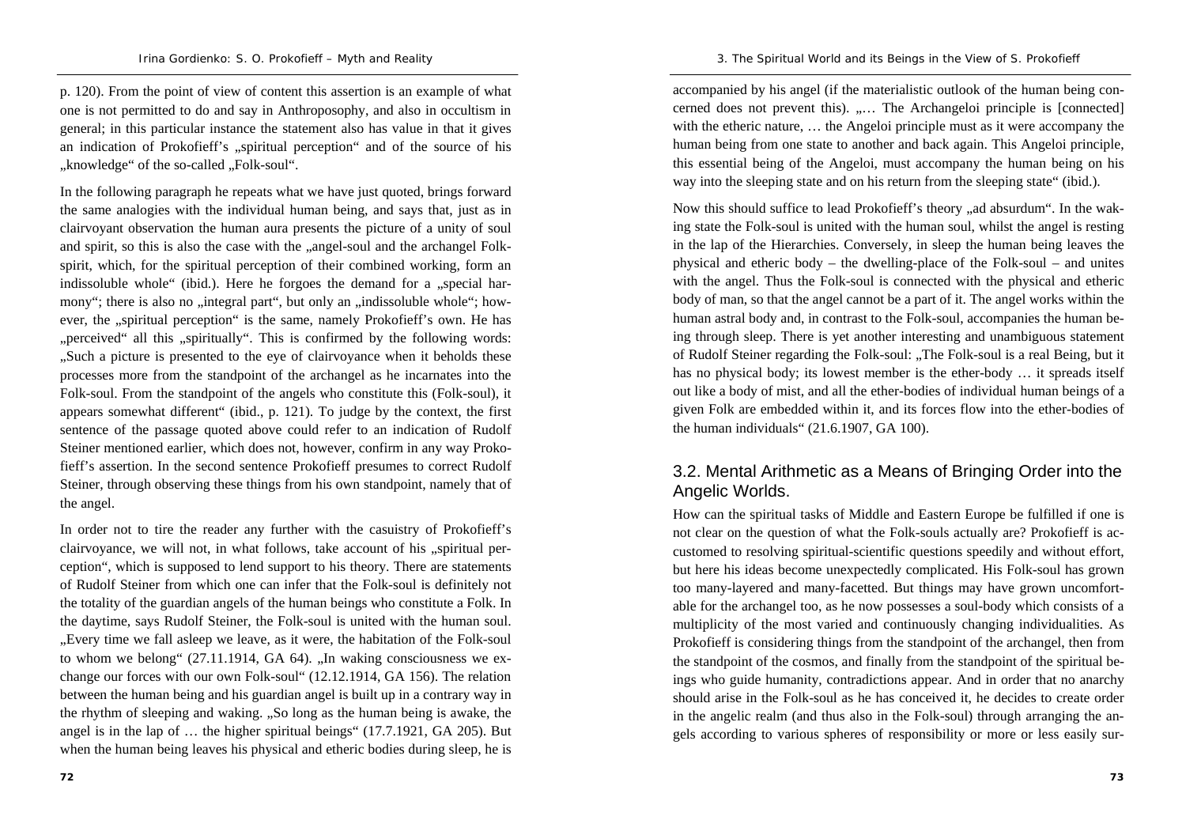p. 120). From the point of view of content this assertion is an example of what one is not permitted to do and say in Anthroposophy, and also in occultism in general; in this particular instance the statement also has value in that it gives an indication of Prokofieff's „spiritual perception" and of the source of his „knowledge" of the so-called „Folk-soul".

In the following paragraph he repeats what we have just quoted, brings forward the same analogies with the individual human being, and says that, just as in clairvoyant observation the human aura presents the picture of a unity of soul and spirit, so this is also the case with the „angel-soul and the archangel Folk-spirit, which, for the spiritual perception of their combined working, form an indissoluble whole" (ibid.). Here he forgoes the demand for a „special harmony"; there is also no „integral part", but only an „indissoluble whole"; however, the „spiritual perception" is the same, namely Prokofieff's own. He has „perceived" all this „spiritually". This is confirmed by the following words: „Such a picture is presented to the eye of clairvoyance when it beholds these processes more from the standpoint of the archangel as he incarnates into the Folk-soul. From the standpoint of the angels who constitute this (Folk-soul), it appears somewhat different" (ibid., p. 121). To judge by the context, the first sentence of the passage quoted above could refer to an indication of Rudolf Steiner mentioned earlier, which does not, however, confirm in any way Prokofieff's assertion. In the second sentence Prokofieff presumes to correct Rudolf Steiner, through observing these things from his own standpoint, namely that of the angel.

In order not to tire the reader any further with the casuistry of Prokofieff's clairvoyance, we will not, in what follows, take account of his „spiritual perception", which is supposed to lend support to his theory. There are statements of Rudolf Steiner from which one can infer that the Folk-soul is definitely not the totality of the guardian angels of the human beings who constitute a Folk. In the daytime, says Rudolf Steiner, the Folk-soul is united with the human soul. „Every time we fall asleep we leave, as it were, the habitation of the Folk-soul to whom we belong" (27.11.1914, GA 64). „In waking consciousness we exchange our forces with our own Folk-soul" (12.12.1914, GA 156). The relation between the human being and his guardian angel is built up in a contrary way in the rhythm of sleeping and waking. „So long as the human being is awake, the angel is in the lap of … the higher spiritual beings" (17.7.1921, GA 205). But when the human being leaves his physical and etheric bodies during sleep, he is accompanied by his angel (if the materialistic outlook of the human being concerned does not prevent this). „… The Archangeloi principle is [connected] with the etheric nature, … the Angeloi principle must as it were accompany the human being from one state to another and back again. This Angeloi principle, this essential being of the Angeloi, must accompany the human being on his way into the sleeping state and on his return from the sleeping state" (ibid.).

Now this should suffice to lead Prokofieff's theory „ad absurdum". In the waking state the Folk-soul is united with the human soul, whilst the angel is resting in the lap of the Hierarchies. Conversely, in sleep the human being leaves the physical and etheric body – the dwelling-place of the Folk-soul – and unites with the angel. Thus the Folk-soul is connected with the physical and etheric body of man, so that the angel cannot be a part of it. The angel works within the human astral body and, in contrast to the Folk-soul, accompanies the human being through sleep. There is yet another interesting and unambiguous statement of Rudolf Steiner regarding the Folk-soul: „The Folk-soul is a real Being, but it has no physical body; its lowest member is the ether-body … it spreads itself out like a body of mist, and all the ether-bodies of individual human beings of a given Folk are embedded within it, and its forces flow into the ether-bodies of the human individuals" (21.6.1907, GA 100).

## 3.2. Mental Arithmetic as a Means of Bringing Order into the Angelic Worlds.

How can the spiritual tasks of Middle and Eastern Europe be fulfilled if one is not clear on the question of what the Folk-souls actually are? Prokofieff is accustomed to resolving spiritual-scientific questions speedily and without effort, but here his ideas become unexpectedly complicated. His Folk-soul has grown too many-layered and many-facetted. But things may have grown uncomfortable for the archangel too, as he now possesses a soul-body which consists of a multiplicity of the most varied and continuously changing individualities. As Prokofieff is considering things from the standpoint of the archangel, then from the standpoint of the cosmos, and finally from the standpoint of the spiritual beings who guide humanity, contradictions appear. And in order that no anarchy should arise in the Folk-soul as he has conceived it, he decides to create order in the angelic realm (and thus also in the Folk-soul) through arranging the angels according to various spheres of responsibility or more or less easily sur-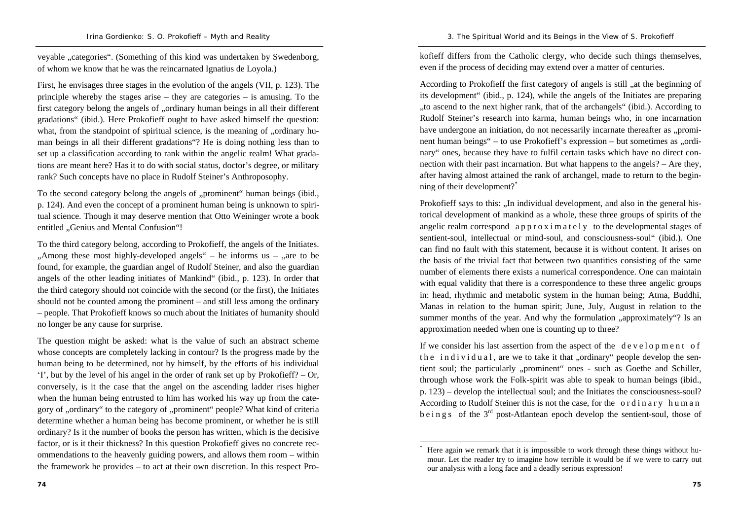veyable „categories“. (Something of this kind was undertaken by Swedenborg, of whom we know that he was the reincarnated Ignatius de Loyola.)

First, he envisages three stages in the evolution of the angels (VII, p. 123). The principle whereby the stages arise – they are categories – is amusing. To the first category belong the angels of „ordinary human beings in all their different gradations“ (ibid.). Here Prokofieff ought to have asked himself the question: what, from the standpoint of spiritual science, is the meaning of „ordinary human beings in all their different gradations“? He is doing nothing less than to set up a classification according to rank within the angelic realm! What gradations are meant here? Has it to do with social status, doctor's degree, or military rank? Such concepts have no place in Rudolf Steiner's Anthroposophy.

To the second category belong the angels of „prominent“ human beings (ibid., p. 124). And even the concept of a prominent human being is unknown to spiritual science. Though it may deserve mention that Otto Weininger wrote a book entitled „Genius and Mental Confusion“!

To the third category belong, according to Prokofieff, the angels of the Initiates. „Among these most highly-developed angels“ – he informs us – „are to be found, for example, the guardian angel of Rudolf Steiner, and also the guardian angels of the other leading initiates of Mankind“ (ibid., p. 123). In order that the third category should not coincide with the second (or the first), the Initiates should not be counted among the prominent – and still less among the ordinary – people. That Prokofieff knows so much about the Initiates of humanity should no longer be any cause for surprise.

The question might be asked: what is the value of such an abstract scheme whose concepts are completely lacking in contour? Is the progress made by the human being to be determined, not by himself, by the efforts of his individual 'I', but by the level of his angel in the order of rank set up by Prokofieff? – Or, conversely, is it the case that the angel on the ascending ladder rises higher when the human being entrusted to him has worked his way up from the category of „ordinary“ to the category of „prominent“ people? What kind of criteria determine whether a human being has become prominent, or whether he is still ordinary? Is it the number of books the person has written, which is the decisive factor, or is it their thickness? In this question Prokofieff gives no concrete recommendations to the heavenly guiding powers, and allows them room – within the framework he provides – to act at their own discretion. In this respect Prokofieff differs from the Catholic clergy, who decide such things themselves, even if the process of deciding may extend over a matter of centuries.

According to Prokofieff the first category of angels is still „at the beginning of its development“ (ibid., p. 124), while the angels of the Initiates are preparing „to ascend to the next higher rank, that of the archangels“ (ibid.). According to Rudolf Steiner's research into karma, human beings who, in one incarnation have undergone an initiation, do not necessarily incarnate thereafter as „prominent human beings“ – to use Prokofieff's expression – but sometimes as „ordinary“ ones, because they have to fulfil certain tasks which have no direct connection with their past incarnation. But what happens to the angels? – Are they, after having almost attained the rank of archangel, made to return to the beginning of their development?*

Prokofieff says to this: „In individual development, and also in the general historical development of mankind as a whole, these three groups of spirits of the angelic realm correspond *approximately* to the developmental stages of sentient-soul, intellectual or mind-soul, and consciousness-soul“ (ibid.). One can find no fault with this statement, because it is without content. It arises on the basis of the trivial fact that between two quantities consisting of the same number of elements there exists a numerical correspondence. One can maintain with equal validity that there is a correspondence to these three angelic groups in: head, rhythmic and metabolic system in the human being; Atma, Buddhi, Manas in relation to the human spirit; June, July, August in relation to the summer months of the year. And why the formulation „approximately“? Is an approximation needed when one is counting up to three?

If we consider his last assertion from the aspect of the *development of the individual*, are we to take it that „ordinary“ people develop the sentient soul; the particularly „prominent“ ones - such as Goethe and Schiller, through whose work the Folk-spirit was able to speak to human beings (ibid., p. 123) – develop the intellectual soul; and the Initiates the consciousness-soul? According to Rudolf Steiner this is not the case, for the *ordinary human beings* of the 3rd post-Atlantean epoch develop the sentient-soul, those of

---

* Here again we remark that it is impossible to work through these things without humour. Let the reader try to imagine how terrible it would be if we were to carry out our analysis with a long face and a deadly serious expression!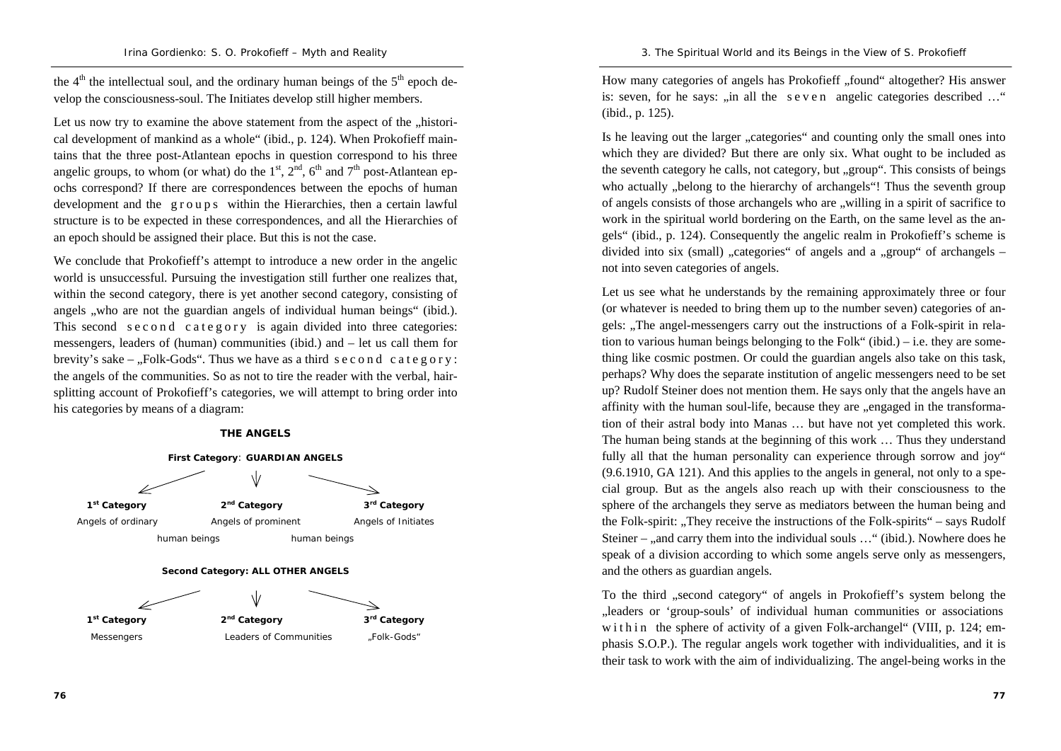the 4th the intellectual soul, and the ordinary human beings of the 5th epoch develop the consciousness-soul. The Initiates develop still higher members.

Let us now try to examine the above statement from the aspect of the „historical development of mankind as a whole" (ibid., p. 124). When Prokofieff maintains that the three post-Atlantean epochs in question correspond to his three angelic groups, to whom (or what) do the 1st, 2nd, 6th and 7th post-Atlantean epochs correspond? If there are correspondences between the epochs of human development and the g r o u p s within the Hierarchies, then a certain lawful structure is to be expected in these correspondences, and all the Hierarchies of an epoch should be assigned their place. But this is not the case.

We conclude that Prokofieff's attempt to introduce a new order in the angelic world is unsuccessful. Pursuing the investigation still further one realizes that, within the second category, there is yet another second category, consisting of angels „who are not the guardian angels of individual human beings" (ibid.). This second s e c o n d c a t e g o r y is again divided into three categories: messengers, leaders of (human) communities (ibid.) and – let us call them for brevity's sake – „Folk-Gods". Thus we have as a third s e c o n d c a t e g o r y: the angels of the communities. So as not to tire the reader with the verbal, hair-splitting account of Prokofieff's categories, we will attempt to bring order into his categories by means of a diagram:

**THE ANGELS**

**First Category: GUARDIAN ANGELS**

| 1st Category | 2nd Category | 3rd Category |
|---|---|---|
| Angels of ordinary human beings | Angels of prominent human beings | Angels of Initiates |

**Second Category: ALL OTHER ANGELS**

| 1st Category | 2nd Category | 3rd Category |
|---|---|---|
| Messengers | Leaders of Communities | „Folk-Gods" |

How many categories of angels has Prokofieff „found" altogether? His answer is: seven, for he says: „in all the s e v e n angelic categories described …" (ibid., p. 125).

Is he leaving out the larger „categories" and counting only the small ones into which they are divided? But there are only six. What ought to be included as the seventh category he calls, not category, but „group". This consists of beings who actually „belong to the hierarchy of archangels"! Thus the seventh group of angels consists of those archangels who are „willing in a spirit of sacrifice to work in the spiritual world bordering on the Earth, on the same level as the angels" (ibid., p. 124). Consequently the angelic realm in Prokofieff's scheme is divided into six (small) „categories" of angels and a „group" of archangels – not into seven categories of angels.

Let us see what he understands by the remaining approximately three or four (or whatever is needed to bring them up to the number seven) categories of angels: „The angel-messengers carry out the instructions of a Folk-spirit in relation to various human beings belonging to the Folk" (ibid.) – i.e. they are something like cosmic postmen. Or could the guardian angels also take on this task, perhaps? Why does the separate institution of angelic messengers need to be set up? Rudolf Steiner does not mention them. He says only that the angels have an affinity with the human soul-life, because they are „engaged in the transformation of their astral body into Manas … but have not yet completed this work. The human being stands at the beginning of this work … Thus they understand fully all that the human personality can experience through sorrow and joy" (9.6.1910, GA 121). And this applies to the angels in general, not only to a special group. But as the angels also reach up with their consciousness to the sphere of the archangels they serve as mediators between the human being and the Folk-spirit: „They receive the instructions of the Folk-spirits" – says Rudolf Steiner – „and carry them into the individual souls …" (ibid.). Nowhere does he speak of a division according to which some angels serve only as messengers, and the others as guardian angels.

To the third „second category" of angels in Prokofieff's system belong the „leaders or 'group-souls' of individual human communities or associations w i t h i n the sphere of activity of a given Folk-archangel" (VIII, p. 124; emphasis S.O.P.). The regular angels work together with individualities, and it is their task to work with the aim of individualizing. The angel-being works in the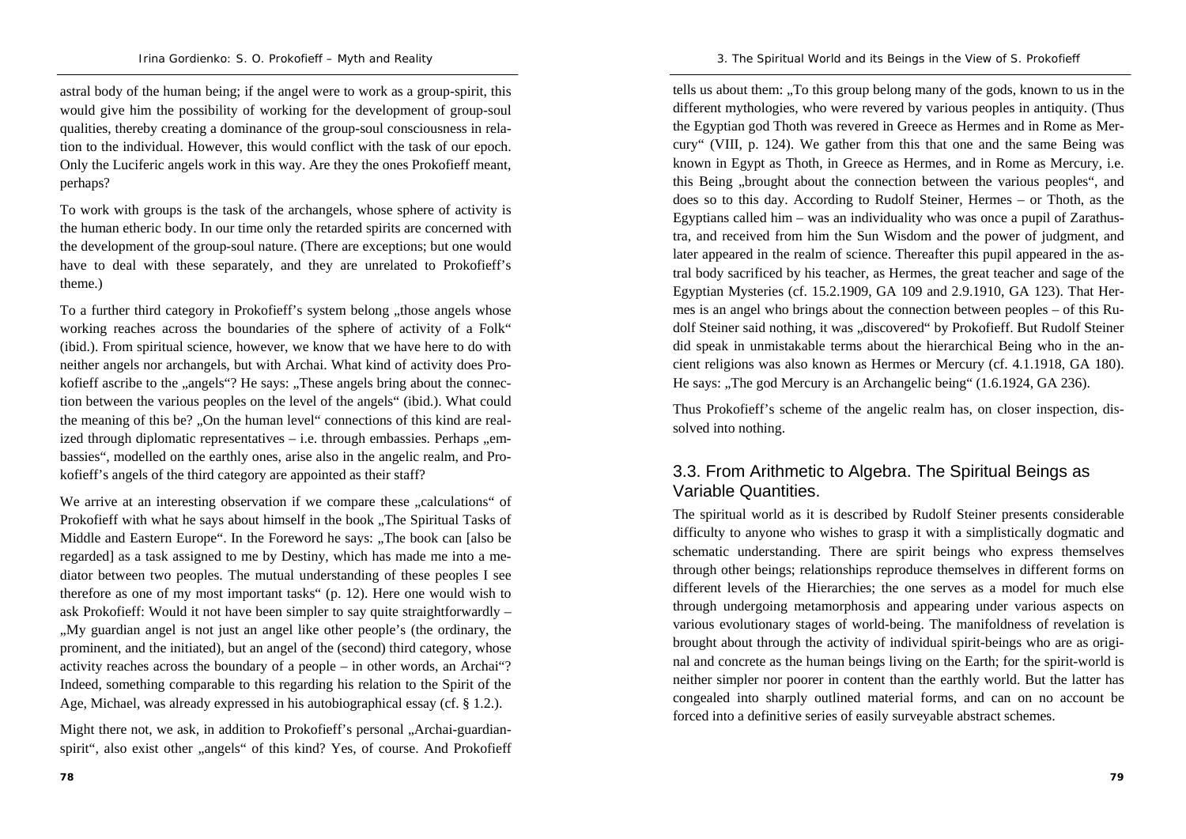astral body of the human being; if the angel were to work as a group-spirit, this would give him the possibility of working for the development of group-soul qualities, thereby creating a dominance of the group-soul consciousness in relation to the individual. However, this would conflict with the task of our epoch. Only the Luciferic angels work in this way. Are they the ones Prokofieff meant, perhaps?

To work with groups is the task of the archangels, whose sphere of activity is the human etheric body. In our time only the retarded spirits are concerned with the development of the group-soul nature. (There are exceptions; but one would have to deal with these separately, and they are unrelated to Prokofieff's theme.)

To a further third category in Prokofieff's system belong „those angels whose working reaches across the boundaries of the sphere of activity of a Folk" (ibid.). From spiritual science, however, we know that we have here to do with neither angels nor archangels, but with Archai. What kind of activity does Prokofieff ascribe to the „angels"? He says: „These angels bring about the connection between the various peoples on the level of the angels" (ibid.). What could the meaning of this be? „On the human level" connections of this kind are realized through diplomatic representatives – i.e. through embassies. Perhaps „embassies", modelled on the earthly ones, arise also in the angelic realm, and Prokofieff's angels of the third category are appointed as their staff?

We arrive at an interesting observation if we compare these „calculations" of Prokofieff with what he says about himself in the book „The Spiritual Tasks of Middle and Eastern Europe". In the Foreword he says: „The book can [also be regarded] as a task assigned to me by Destiny, which has made me into a mediator between two peoples. The mutual understanding of these peoples I see therefore as one of my most important tasks" (p. 12). Here one would wish to ask Prokofieff: Would it not have been simpler to say quite straightforwardly – „My guardian angel is not just an angel like other people's (the ordinary, the prominent, and the initiated), but an angel of the (second) third category, whose activity reaches across the boundary of a people – in other words, an Archai"? Indeed, something comparable to this regarding his relation to the Spirit of the Age, Michael, was already expressed in his autobiographical essay (cf. § 1.2.).

Might there not, we ask, in addition to Prokofieff's personal „Archai-guardian-spirit", also exist other „angels" of this kind? Yes, of course. And Prokofieff tells us about them: „To this group belong many of the gods, known to us in the different mythologies, who were revered by various peoples in antiquity. (Thus the Egyptian god Thoth was revered in Greece as Hermes and in Rome as Mercury" (VIII, p. 124). We gather from this that one and the same Being was known in Egypt as Thoth, in Greece as Hermes, and in Rome as Mercury, i.e. this Being „brought about the connection between the various peoples", and does so to this day. According to Rudolf Steiner, Hermes – or Thoth, as the Egyptians called him – was an individuality who was once a pupil of Zarathustra, and received from him the Sun Wisdom and the power of judgment, and later appeared in the realm of science. Thereafter this pupil appeared in the astral body sacrificed by his teacher, as Hermes, the great teacher and sage of the Egyptian Mysteries (cf. 15.2.1909, GA 109 and 2.9.1910, GA 123). That Hermes is an angel who brings about the connection between peoples – of this Rudolf Steiner said nothing, it was „discovered" by Prokofieff. But Rudolf Steiner did speak in unmistakable terms about the hierarchical Being who in the ancient religions was also known as Hermes or Mercury (cf. 4.1.1918, GA 180). He says: „The god Mercury is an Archangelic being" (1.6.1924, GA 236).

Thus Prokofieff's scheme of the angelic realm has, on closer inspection, dissolved into nothing.

## 3.3. From Arithmetic to Algebra. The Spiritual Beings as Variable Quantities.

The spiritual world as it is described by Rudolf Steiner presents considerable difficulty to anyone who wishes to grasp it with a simplistically dogmatic and schematic understanding. There are spirit beings who express themselves through other beings; relationships reproduce themselves in different forms on different levels of the Hierarchies; the one serves as a model for much else through undergoing metamorphosis and appearing under various aspects on various evolutionary stages of world-being. The manifoldness of revelation is brought about through the activity of individual spirit-beings who are as original and concrete as the human beings living on the Earth; for the spirit-world is neither simpler nor poorer in content than the earthly world. But the latter has congealed into sharply outlined material forms, and can on no account be forced into a definitive series of easily surveyable abstract schemes.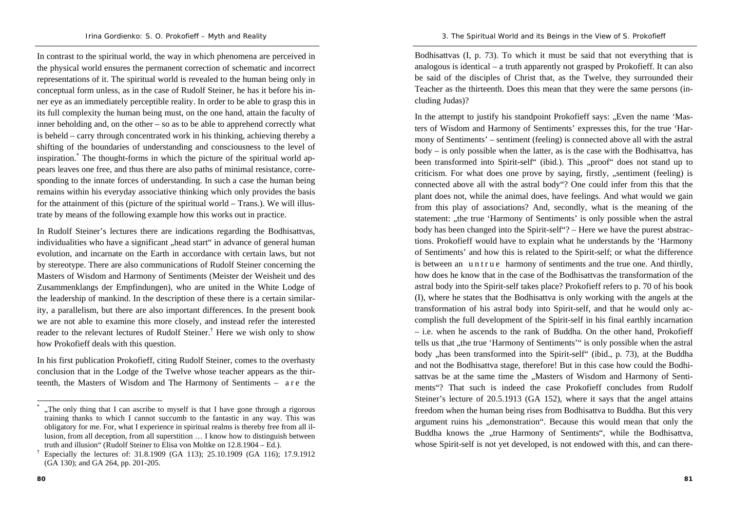In contrast to the spiritual world, the way in which phenomena are perceived in the physical world ensures the permanent correction of schematic and incorrect representations of it. The spiritual world is revealed to the human being only in conceptual form unless, as in the case of Rudolf Steiner, he has it before his inner eye as an immediately perceptible reality. In order to be able to grasp this in its full complexity the human being must, on the one hand, attain the faculty of inner beholding and, on the other – so as to be able to apprehend correctly what is beheld – carry through concentrated work in his thinking, achieving thereby a shifting of the boundaries of understanding and consciousness to the level of inspiration.* The thought-forms in which the picture of the spiritual world appears leaves one free, and thus there are also paths of minimal resistance, corresponding to the innate forces of understanding. In such a case the human being remains within his everyday associative thinking which only provides the basis for the attainment of this (picture of the spiritual world – Trans.). We will illustrate by means of the following example how this works out in practice.

In Rudolf Steiner's lectures there are indications regarding the Bodhisattvas, individualities who have a significant „head start" in advance of general human evolution, and incarnate on the Earth in accordance with certain laws, but not by stereotype. There are also communications of Rudolf Steiner concerning the Masters of Wisdom and Harmony of Sentiments (Meister der Weisheit und des Zusammenklangs der Empfindungen), who are united in the White Lodge of the leadership of mankind. In the description of these there is a certain similarity, a parallelism, but there are also important differences. In the present book we are not able to examine this more closely, and instead refer the interested reader to the relevant lectures of Rudolf Steiner.† Here we wish only to show how Prokofieff deals with this question.

In his first publication Prokofieff, citing Rudolf Steiner, comes to the overhasty conclusion that in the Lodge of the Twelve whose teacher appears as the thirteenth, the Masters of Wisdom and The Harmony of Sentiments – a r e the Bodhisattvas (I, p. 73). To which it must be said that not everything that is analogous is identical – a truth apparently not grasped by Prokofieff. It can also be said of the disciples of Christ that, as the Twelve, they surrounded their Teacher as the thirteenth. Does this mean that they were the same persons (including Judas)?

In the attempt to justify his standpoint Prokofieff says: „Even the name 'Masters of Wisdom and Harmony of Sentiments' expresses this, for the true 'Harmony of Sentiments' – sentiment (feeling) is connected above all with the astral body – is only possible when the latter, as is the case with the Bodhisattva, has been transformed into Spirit-self" (ibid.). This „proof" does not stand up to criticism. For what does one prove by saying, firstly, „sentiment (feeling) is connected above all with the astral body"? One could infer from this that the plant does not, while the animal does, have feelings. And what would we gain from this play of associations? And, secondly, what is the meaning of the statement: „the true 'Harmony of Sentiments' is only possible when the astral body has been changed into the Spirit-self"? – Here we have the purest abstractions. Prokofieff would have to explain what he understands by the 'Harmony of Sentiments' and how this is related to the Spirit-self; or what the difference is between an u n t r u e harmony of sentiments and the true one. And thirdly, how does he know that in the case of the Bodhisattvas the transformation of the astral body into the Spirit-self takes place? Prokofieff refers to p. 70 of his book (I), where he states that the Bodhisattva is only working with the angels at the transformation of his astral body into Spirit-self, and that he would only accomplish the full development of the Spirit-self in his final earthly incarnation – i.e. when he ascends to the rank of Buddha. On the other hand, Prokofieff tells us that „the true 'Harmony of Sentiments'" is only possible when the astral body „has been transformed into the Spirit-self" (ibid., p. 73), at the Buddha and not the Bodhisattva stage, therefore! But in this case how could the Bodhisattvas be at the same time the „Masters of Wisdom and Harmony of Sentiments"? That such is indeed the case Prokofieff concludes from Rudolf Steiner's lecture of 20.5.1913 (GA 152), where it says that the angel attains freedom when the human being rises from Bodhisattva to Buddha. But this very argument ruins his „demonstration". Because this would mean that only the Buddha knows the „true Harmony of Sentiments", while the Bodhisattva, whose Spirit-self is not yet developed, is not endowed with this, and can there-

---

\* „The only thing that I can ascribe to myself is that I have gone through a rigorous training thanks to which I cannot succumb to the fantastic in any way. This was obligatory for me. For, what I experience in spiritual realms is thereby free from all illusion, from all deception, from all superstition … I know how to distinguish between truth and illusion" (Rudolf Steiner to Elisa von Moltke on 12.8.1904 – Ed.).

† Especially the lectures of: 31.8.1909 (GA 113); 25.10.1909 (GA 116); 17.9.1912 (GA 130); and GA 264, pp. 201-205.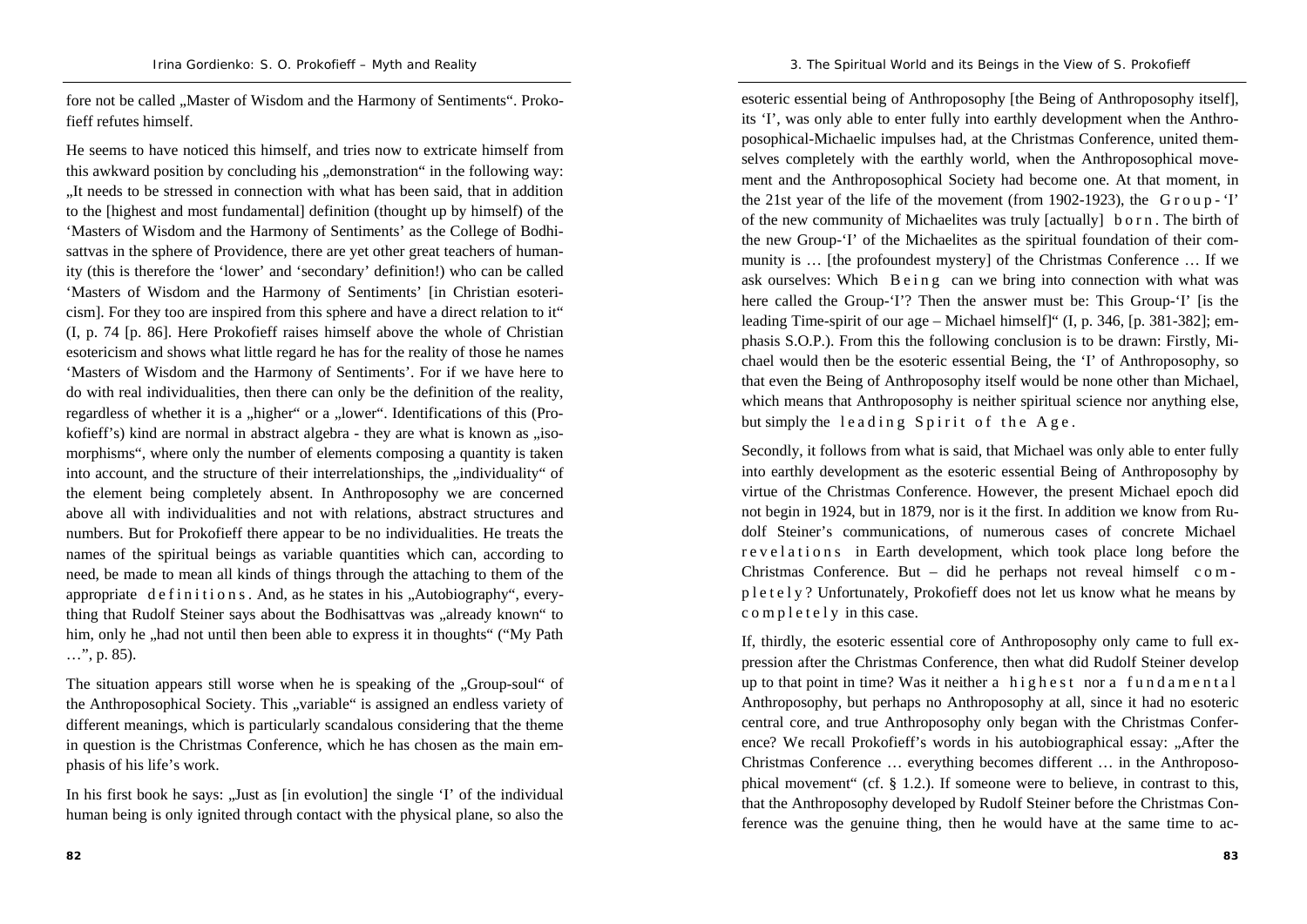fore not be called „Master of Wisdom and the Harmony of Sentiments". Prokofieff refutes himself.

He seems to have noticed this himself, and tries now to extricate himself from this awkward position by concluding his „demonstration" in the following way: „It needs to be stressed in connection with what has been said, that in addition to the [highest and most fundamental] definition (thought up by himself) of the 'Masters of Wisdom and the Harmony of Sentiments' as the College of Bodhisattvas in the sphere of Providence, there are yet other great teachers of humanity (this is therefore the 'lower' and 'secondary' definition!) who can be called 'Masters of Wisdom and the Harmony of Sentiments' [in Christian esotericism]. For they too are inspired from this sphere and have a direct relation to it" (I, p. 74 [p. 86]. Here Prokofieff raises himself above the whole of Christian esotericism and shows what little regard he has for the reality of those he names 'Masters of Wisdom and the Harmony of Sentiments'. For if we have here to do with real individualities, then there can only be the definition of the reality, regardless of whether it is a „higher" or a „lower". Identifications of this (Prokofieff's) kind are normal in abstract algebra - they are what is known as „isomorphisms", where only the number of elements composing a quantity is taken into account, and the structure of their interrelationships, the „individuality" of the element being completely absent. In Anthroposophy we are concerned above all with individualities and not with relations, abstract structures and numbers. But for Prokofieff there appear to be no individualities. He treats the names of the spiritual beings as variable quantities which can, according to need, be made to mean all kinds of things through the attaching to them of the appropriate d e f i n i t i o n s . And, as he states in his „Autobiography", everything that Rudolf Steiner says about the Bodhisattvas was „already known" to him, only he „had not until then been able to express it in thoughts" ("My Path …", p. 85).

The situation appears still worse when he is speaking of the „Group-soul" of the Anthroposophical Society. This „variable" is assigned an endless variety of different meanings, which is particularly scandalous considering that the theme in question is the Christmas Conference, which he has chosen as the main emphasis of his life's work.

In his first book he says: „Just as [in evolution] the single 'I' of the individual human being is only ignited through contact with the physical plane, so also the esoteric essential being of Anthroposophy [the Being of Anthroposophy itself], its 'I', was only able to enter fully into earthly development when the Anthroposophical-Michaelic impulses had, at the Christmas Conference, united themselves completely with the earthly world, when the Anthroposophical movement and the Anthroposophical Society had become one. At that moment, in the 21st year of the life of the movement (from 1902-1923), the G r o u p - 'I' of the new community of Michaelites was truly [actually] b o r n . The birth of the new Group-'I' of the Michaelites as the spiritual foundation of their community is … [the profoundest mystery] of the Christmas Conference … If we ask ourselves: Which B e i n g can we bring into connection with what was here called the Group-'I'? Then the answer must be: This Group-'I' [is the leading Time-spirit of our age – Michael himself]" (I, p. 346, [p. 381-382]; emphasis S.O.P.). From this the following conclusion is to be drawn: Firstly, Michael would then be the esoteric essential Being, the 'I' of Anthroposophy, so that even the Being of Anthroposophy itself would be none other than Michael, which means that Anthroposophy is neither spiritual science nor anything else, but simply the l e a d i n g S p i r i t o f t h e A g e .

Secondly, it follows from what is said, that Michael was only able to enter fully into earthly development as the esoteric essential Being of Anthroposophy by virtue of the Christmas Conference. However, the present Michael epoch did not begin in 1924, but in 1879, nor is it the first. In addition we know from Rudolf Steiner's communications, of numerous cases of concrete Michael r e v e l a t i o n s in Earth development, which took place long before the Christmas Conference. But – did he perhaps not reveal himself c o m - p l e t e l y ? Unfortunately, Prokofieff does not let us know what he means by c o m p l e t e l y in this case.

If, thirdly, the esoteric essential core of Anthroposophy only came to full expression after the Christmas Conference, then what did Rudolf Steiner develop up to that point in time? Was it neither a h i g h e s t nor a f u n d a m e n t a l Anthroposophy, but perhaps no Anthroposophy at all, since it had no esoteric central core, and true Anthroposophy only began with the Christmas Conference? We recall Prokofieff's words in his autobiographical essay: „After the Christmas Conference … everything becomes different … in the Anthroposophical movement" (cf. § 1.2.). If someone were to believe, in contrast to this, that the Anthroposophy developed by Rudolf Steiner before the Christmas Conference was the genuine thing, then he would have at the same time to ac-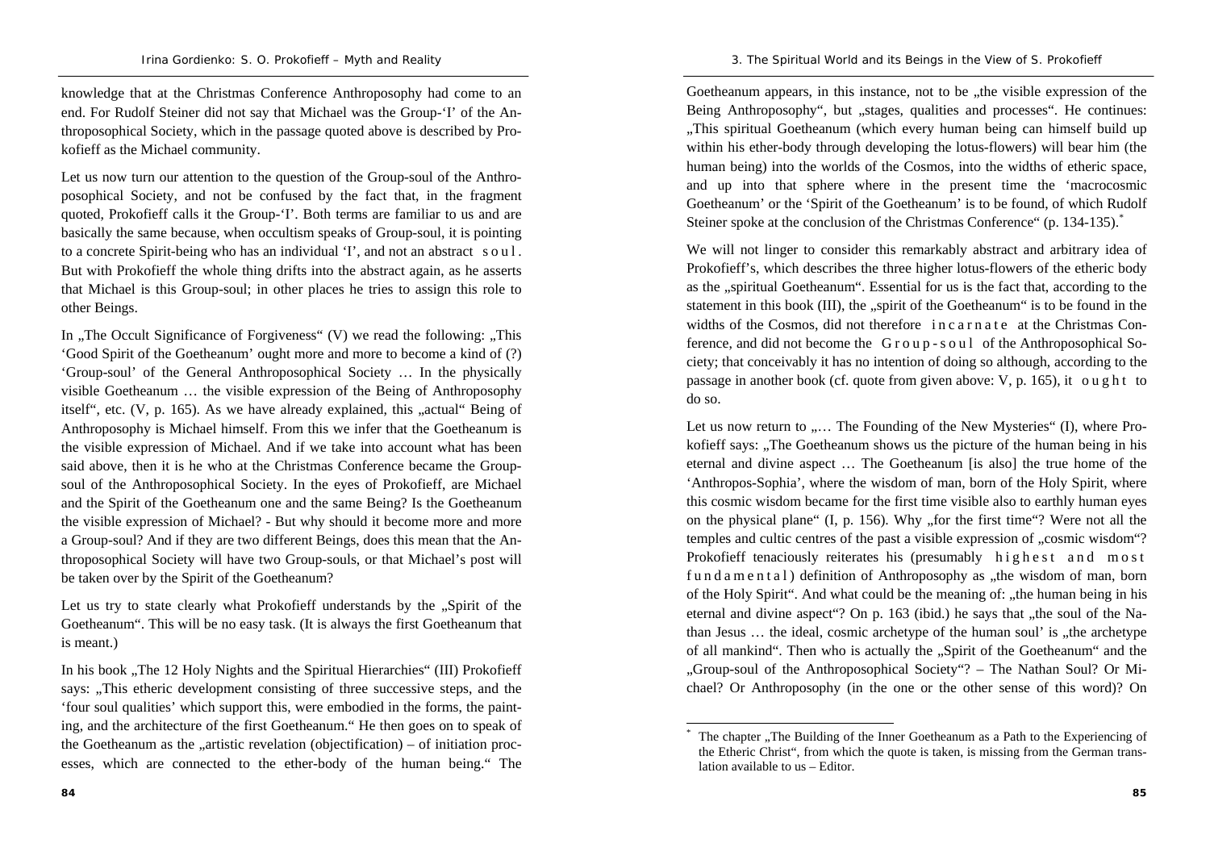knowledge that at the Christmas Conference Anthroposophy had come to an end. For Rudolf Steiner did not say that Michael was the Group-'I' of the Anthroposophical Society, which in the passage quoted above is described by Prokofieff as the Michael community.

Let us now turn our attention to the question of the Group-soul of the Anthroposophical Society, and not be confused by the fact that, in the fragment quoted, Prokofieff calls it the Group-'I'. Both terms are familiar to us and are basically the same because, when occultism speaks of Group-soul, it is pointing to a concrete Spirit-being who has an individual 'I', and not an abstract *soul*. But with Prokofieff the whole thing drifts into the abstract again, as he asserts that Michael is this Group-soul; in other places he tries to assign this role to other Beings.

In „The Occult Significance of Forgiveness" (V) we read the following: „This 'Good Spirit of the Goetheanum' ought more and more to become a kind of (?) 'Group-soul' of the General Anthroposophical Society … In the physically visible Goetheanum … the visible expression of the Being of Anthroposophy itself", etc. (V, p. 165). As we have already explained, this „actual" Being of Anthroposophy is Michael himself. From this we infer that the Goetheanum is the visible expression of Michael. And if we take into account what has been said above, then it is he who at the Christmas Conference became the Group-soul of the Anthroposophical Society. In the eyes of Prokofieff, are Michael and the Spirit of the Goetheanum one and the same Being? Is the Goetheanum the visible expression of Michael? - But why should it become more and more a Group-soul? And if they are two different Beings, does this mean that the Anthroposophical Society will have two Group-souls, or that Michael's post will be taken over by the Spirit of the Goetheanum?

Let us try to state clearly what Prokofieff understands by the „Spirit of the Goetheanum". This will be no easy task. (It is always the first Goetheanum that is meant.)

In his book „The 12 Holy Nights and the Spiritual Hierarchies" (III) Prokofieff says: „This etheric development consisting of three successive steps, and the 'four soul qualities' which support this, were embodied in the forms, the painting, and the architecture of the first Goetheanum." He then goes on to speak of the Goetheanum as the „artistic revelation (objectification) – of initiation processes, which are connected to the ether-body of the human being." The Goetheanum appears, in this instance, not to be „the visible expression of the Being Anthroposophy", but „stages, qualities and processes". He continues: „This spiritual Goetheanum (which every human being can himself build up within his ether-body through developing the lotus-flowers) will bear him (the human being) into the worlds of the Cosmos, into the widths of etheric space, and up into that sphere where in the present time the 'macrocosmic Goetheanum' or the 'Spirit of the Goetheanum' is to be found, of which Rudolf Steiner spoke at the conclusion of the Christmas Conference" (p. 134-135).*

We will not linger to consider this remarkably abstract and arbitrary idea of Prokofieff's, which describes the three higher lotus-flowers of the etheric body as the „spiritual Goetheanum". Essential for us is the fact that, according to the statement in this book (III), the „spirit of the Goetheanum" is to be found in the widths of the Cosmos, did not therefore *incarnate* at the Christmas Conference, and did not become the *Group-soul* of the Anthroposophical Society; that conceivably it has no intention of doing so although, according to the passage in another book (cf. quote from given above: V, p. 165), it *ought* to do so.

Let us now return to „… The Founding of the New Mysteries" (I), where Prokofieff says: „The Goetheanum shows us the picture of the human being in his eternal and divine aspect … The Goetheanum [is also] the true home of the 'Anthropos-Sophia', where the wisdom of man, born of the Holy Spirit, where this cosmic wisdom became for the first time visible also to earthly human eyes on the physical plane" (I, p. 156). Why „for the first time"? Were not all the temples and cultic centres of the past a visible expression of „cosmic wisdom"? Prokofieff tenaciously reiterates his (presumably *highest and most fundamental*) definition of Anthroposophy as „the wisdom of man, born of the Holy Spirit". And what could be the meaning of: „the human being in his eternal and divine aspect"? On p. 163 (ibid.) he says that „the soul of the Nathan Jesus … the ideal, cosmic archetype of the human soul' is „the archetype of all mankind". Then who is actually the „Spirit of the Goetheanum" and the „Group-soul of the Anthroposophical Society"? – The Nathan Soul? Or Michael? Or Anthroposophy (in the one or the other sense of this word)? On

---

* The chapter „The Building of the Inner Goetheanum as a Path to the Experiencing of the Etheric Christ", from which the quote is taken, is missing from the German translation available to us – Editor.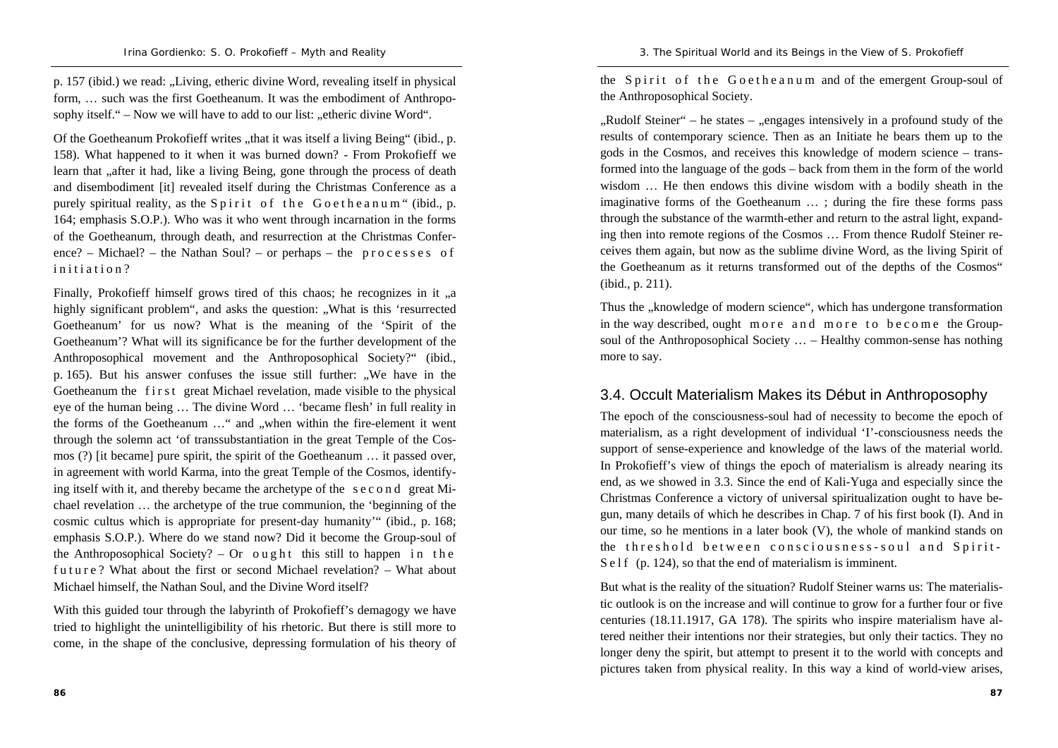p. 157 (ibid.) we read: „Living, etheric divine Word, revealing itself in physical form, … such was the first Goetheanum. It was the embodiment of Anthroposophy itself." – Now we will have to add to our list: „etheric divine Word".

Of the Goetheanum Prokofieff writes „that it was itself a living Being" (ibid., p. 158). What happened to it when it was burned down? - From Prokofieff we learn that „after it had, like a living Being, gone through the process of death and disembodiment [it] revealed itself during the Christmas Conference as a purely spiritual reality, as the *Spirit of the Goetheanum*" (ibid., p. 164; emphasis S.O.P.). Who was it who went through incarnation in the forms of the Goetheanum, through death, and resurrection at the Christmas Conference? – Michael? – the Nathan Soul? – or perhaps – the *processes of initiation*?

Finally, Prokofieff himself grows tired of this chaos; he recognizes in it „a highly significant problem", and asks the question: „What is this 'resurrected Goetheanum' for us now? What is the meaning of the 'Spirit of the Goetheanum'? What will its significance be for the further development of the Anthroposophical movement and the Anthroposophical Society?" (ibid., p. 165). But his answer confuses the issue still further: „We have in the Goetheanum the *first* great Michael revelation, made visible to the physical eye of the human being … The divine Word … 'became flesh' in full reality in the forms of the Goetheanum …" and „when within the fire-element it went through the solemn act 'of transsubstantiation in the great Temple of the Cosmos (?) [it became] pure spirit, the spirit of the Goetheanum … it passed over, in agreement with world Karma, into the great Temple of the Cosmos, identifying itself with it, and thereby became the archetype of the *second* great Michael revelation … the archetype of the true communion, the 'beginning of the cosmic cultus which is appropriate for present-day humanity'" (ibid., p. 168; emphasis S.O.P.). Where do we stand now? Did it become the Group-soul of the Anthroposophical Society? – Or *ought* this still to happen *in the future*? What about the first or second Michael revelation? – What about Michael himself, the Nathan Soul, and the Divine Word itself?

With this guided tour through the labyrinth of Prokofieff's demagogy we have tried to highlight the unintelligibility of his rhetoric. But there is still more to come, in the shape of the conclusive, depressing formulation of his theory of the *Spirit of the Goetheanum* and of the emergent Group-soul of the Anthroposophical Society.

„Rudolf Steiner" – he states – „engages intensively in a profound study of the results of contemporary science. Then as an Initiate he bears them up to the gods in the Cosmos, and receives this knowledge of modern science – transformed into the language of the gods – back from them in the form of the world wisdom … He then endows this divine wisdom with a bodily sheath in the imaginative forms of the Goetheanum … ; during the fire these forms pass through the substance of the warmth-ether and return to the astral light, expanding then into remote regions of the Cosmos … From thence Rudolf Steiner receives them again, but now as the sublime divine Word, as the living Spirit of the Goetheanum as it returns transformed out of the depths of the Cosmos" (ibid., p. 211).

Thus the „knowledge of modern science", which has undergone transformation in the way described, ought *more and more to become* the Group-soul of the Anthroposophical Society … – Healthy common-sense has nothing more to say.

## 3.4. Occult Materialism Makes its Début in Anthroposophy

The epoch of the consciousness-soul had of necessity to become the epoch of materialism, as a right development of individual 'I'-consciousness needs the support of sense-experience and knowledge of the laws of the material world. In Prokofieff's view of things the epoch of materialism is already nearing its end, as we showed in 3.3. Since the end of Kali-Yuga and especially since the Christmas Conference a victory of universal spiritualization ought to have begun, many details of which he describes in Chap. 7 of his first book (I). And in our time, so he mentions in a later book (V), the whole of mankind stands on the *threshold between consciousness-soul and Spirit-Self* (p. 124), so that the end of materialism is imminent.

But what is the reality of the situation? Rudolf Steiner warns us: The materialistic outlook is on the increase and will continue to grow for a further four or five centuries (18.11.1917, GA 178). The spirits who inspire materialism have altered neither their intentions nor their strategies, but only their tactics. They no longer deny the spirit, but attempt to present it to the world with concepts and pictures taken from physical reality. In this way a kind of world-view arises,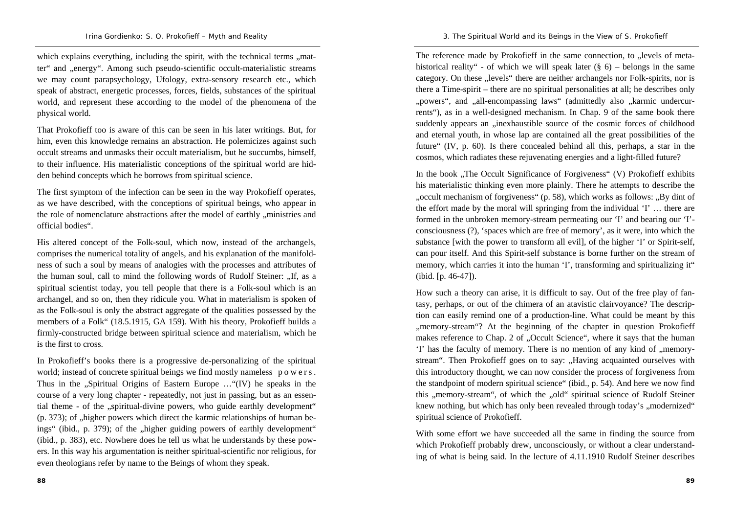which explains everything, including the spirit, with the technical terms „matter" and „energy". Among such pseudo-scientific occult-materialistic streams we may count parapsychology, Ufology, extra-sensory research etc., which speak of abstract, energetic processes, forces, fields, substances of the spiritual world, and represent these according to the model of the phenomena of the physical world.

That Prokofieff too is aware of this can be seen in his later writings. But, for him, even this knowledge remains an abstraction. He polemicizes against such occult streams and unmasks their occult materialism, but he succumbs, himself, to their influence. His materialistic conceptions of the spiritual world are hidden behind concepts which he borrows from spiritual science.

The first symptom of the infection can be seen in the way Prokofieff operates, as we have described, with the conceptions of spiritual beings, who appear in the role of nomenclature abstractions after the model of earthly „ministries and official bodies".

His altered concept of the Folk-soul, which now, instead of the archangels, comprises the numerical totality of angels, and his explanation of the manifoldness of such a soul by means of analogies with the processes and attributes of the human soul, call to mind the following words of Rudolf Steiner: „If, as a spiritual scientist today, you tell people that there is a Folk-soul which is an archangel, and so on, then they ridicule you. What in materialism is spoken of as the Folk-soul is only the abstract aggregate of the qualities possessed by the members of a Folk" (18.5.1915, GA 159). With his theory, Prokofieff builds a firmly-constructed bridge between spiritual science and materialism, which he is the first to cross.

In Prokofieff's books there is a progressive de-personalizing of the spiritual world; instead of concrete spiritual beings we find mostly nameless p o w e r s . Thus in the „Spiritual Origins of Eastern Europe …"(IV) he speaks in the course of a very long chapter - repeatedly, not just in passing, but as an essential theme - of the „spiritual-divine powers, who guide earthly development" (p. 373); of „higher powers which direct the karmic relationships of human beings" (ibid., p. 379); of the „higher guiding powers of earthly development" (ibid., p. 383), etc. Nowhere does he tell us what he understands by these powers. In this way his argumentation is neither spiritual-scientific nor religious, for even theologians refer by name to the Beings of whom they speak.

The reference made by Prokofieff in the same connection, to „levels of metahistorical reality" - of which we will speak later (§ 6) – belongs in the same category. On these „levels" there are neither archangels nor Folk-spirits, nor is there a Time-spirit – there are no spiritual personalities at all; he describes only „powers", and „all-encompassing laws" (admittedly also „karmic undercurrents"), as in a well-designed mechanism. In Chap. 9 of the same book there suddenly appears an „inexhaustible source of the cosmic forces of childhood and eternal youth, in whose lap are contained all the great possibilities of the future" (IV, p. 60). Is there concealed behind all this, perhaps, a star in the cosmos, which radiates these rejuvenating energies and a light-filled future?

In the book „The Occult Significance of Forgiveness" (V) Prokofieff exhibits his materialistic thinking even more plainly. There he attempts to describe the „occult mechanism of forgiveness" (p. 58), which works as follows: „By dint of the effort made by the moral will springing from the individual 'I' … there are formed in the unbroken memory-stream permeating our 'I' and bearing our 'I'-consciousness (?), 'spaces which are free of memory', as it were, into which the substance [with the power to transform all evil], of the higher 'I' or Spirit-self, can pour itself. And this Spirit-self substance is borne further on the stream of memory, which carries it into the human 'I', transforming and spiritualizing it" (ibid. [p. 46-47]).

How such a theory can arise, it is difficult to say. Out of the free play of fantasy, perhaps, or out of the chimera of an atavistic clairvoyance? The description can easily remind one of a production-line. What could be meant by this „memory-stream"? At the beginning of the chapter in question Prokofieff makes reference to Chap. 2 of „Occult Science", where it says that the human 'I' has the faculty of memory. There is no mention of any kind of „memory-stream". Then Prokofieff goes on to say: „Having acquainted ourselves with this introductory thought, we can now consider the process of forgiveness from the standpoint of modern spiritual science" (ibid., p. 54). And here we now find this „memory-stream", of which the „old" spiritual science of Rudolf Steiner knew nothing, but which has only been revealed through today's „modernized" spiritual science of Prokofieff.

With some effort we have succeeded all the same in finding the source from which Prokofieff probably drew, unconsciously, or without a clear understanding of what is being said. In the lecture of 4.11.1910 Rudolf Steiner describes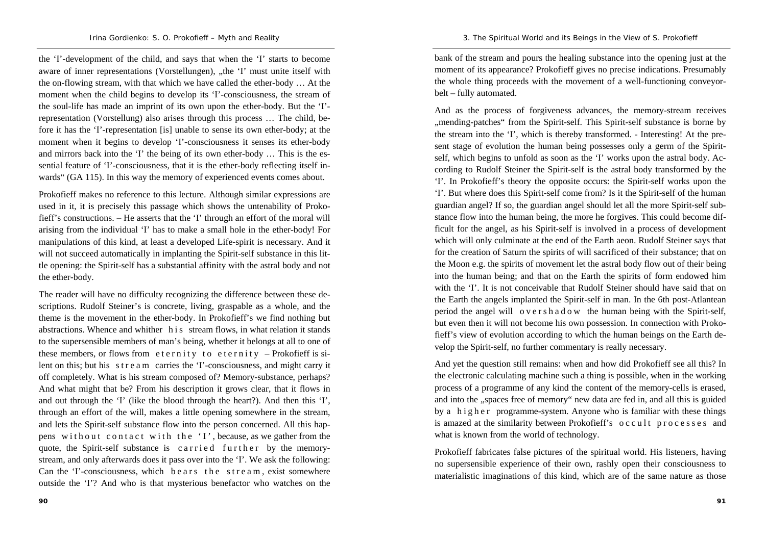the 'I'-development of the child, and says that when the 'I' starts to become aware of inner representations (Vorstellungen), „the 'I' must unite itself with the on-flowing stream, with that which we have called the ether-body … At the moment when the child begins to develop its 'I'-consciousness, the stream of the soul-life has made an imprint of its own upon the ether-body. But the 'I'-representation (Vorstellung) also arises through this process … The child, before it has the 'I'-representation [is] unable to sense its own ether-body; at the moment when it begins to develop 'I'-consciousness it senses its ether-body and mirrors back into the 'I' the being of its own ether-body … This is the essential feature of 'I'-consciousness, that it is the ether-body reflecting itself inwards" (GA 115). In this way the memory of experienced events comes about.

Prokofieff makes no reference to this lecture. Although similar expressions are used in it, it is precisely this passage which shows the untenability of Prokofieff's constructions. – He asserts that the 'I' through an effort of the moral will arising from the individual 'I' has to make a small hole in the ether-body! For manipulations of this kind, at least a developed Life-spirit is necessary. And it will not succeed automatically in implanting the Spirit-self substance in this little opening: the Spirit-self has a substantial affinity with the astral body and not the ether-body.

The reader will have no difficulty recognizing the difference between these descriptions. Rudolf Steiner's is concrete, living, graspable as a whole, and the theme is the movement in the ether-body. In Prokofieff's we find nothing but abstractions. Whence and whither *his* stream flows, in what relation it stands to the supersensible members of man's being, whether it belongs at all to one of these members, or flows from *eternity to eternity* – Prokofieff is silent on this; but his *stream* carries the 'I'-consciousness, and might carry it off completely. What is his stream composed of? Memory-substance, perhaps? And what might that be? From his description it grows clear, that it flows in and out through the 'I' (like the blood through the heart?). And then this 'I', through an effort of the will, makes a little opening somewhere in the stream, and lets the Spirit-self substance flow into the person concerned. All this happens *without contact with the 'I'*, because, as we gather from the quote, the Spirit-self substance is *carried further* by the memory-stream, and only afterwards does it pass over into the 'I'. We ask the following: Can the 'I'-consciousness, which *bears the stream*, exist somewhere outside the 'I'? And who is that mysterious benefactor who watches on the bank of the stream and pours the healing substance into the opening just at the moment of its appearance? Prokofieff gives no precise indications. Presumably the whole thing proceeds with the movement of a well-functioning conveyor-belt – fully automated.

And as the process of forgiveness advances, the memory-stream receives „mending-patches" from the Spirit-self. This Spirit-self substance is borne by the stream into the 'I', which is thereby transformed. - Interesting! At the present stage of evolution the human being possesses only a germ of the Spirit-self, which begins to unfold as soon as the 'I' works upon the astral body. According to Rudolf Steiner the Spirit-self is the astral body transformed by the 'I'. In Prokofieff's theory the opposite occurs: the Spirit-self works upon the 'I'. But where does this Spirit-self come from? Is it the Spirit-self of the human guardian angel? If so, the guardian angel should let all the more Spirit-self substance flow into the human being, the more he forgives. This could become difficult for the angel, as his Spirit-self is involved in a process of development which will only culminate at the end of the Earth aeon. Rudolf Steiner says that for the creation of Saturn the spirits of will sacrificed of their substance; that on the Moon e.g. the spirits of movement let the astral body flow out of their being into the human being; and that on the Earth the spirits of form endowed him with the 'I'. It is not conceivable that Rudolf Steiner should have said that on the Earth the angels implanted the Spirit-self in man. In the 6th post-Atlantean period the angel will *overshadow* the human being with the Spirit-self, but even then it will not become his own possession. In connection with Prokofieff's view of evolution according to which the human beings on the Earth develop the Spirit-self, no further commentary is really necessary.

And yet the question still remains: when and how did Prokofieff see all this? In the electronic calculating machine such a thing is possible, when in the working process of a programme of any kind the content of the memory-cells is erased, and into the „spaces free of memory" new data are fed in, and all this is guided by a *higher* programme-system. Anyone who is familiar with these things is amazed at the similarity between Prokofieff's *occult processes* and what is known from the world of technology.

Prokofieff fabricates false pictures of the spiritual world. His listeners, having no supersensible experience of their own, rashly open their consciousness to materialistic imaginations of this kind, which are of the same nature as those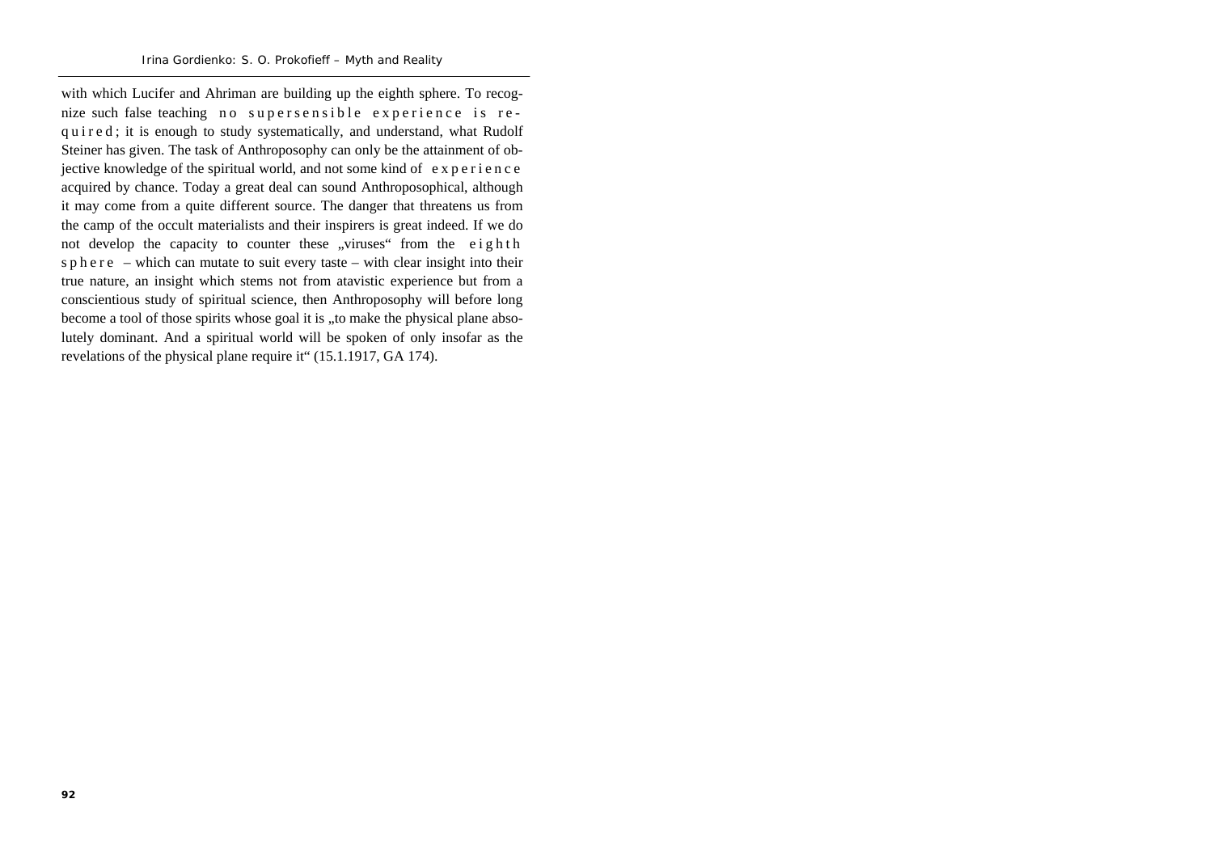with which Lucifer and Ahriman are building up the eighth sphere. To recognize such false teaching *no supersensible experience is required*; it is enough to study systematically, and understand, what Rudolf Steiner has given. The task of Anthroposophy can only be the attainment of objective knowledge of the spiritual world, and not some kind of *experience* acquired by chance. Today a great deal can sound Anthroposophical, although it may come from a quite different source. The danger that threatens us from the camp of the occult materialists and their inspirers is great indeed. If we do not develop the capacity to counter these „viruses" from the *eighth sphere* – which can mutate to suit every taste – with clear insight into their true nature, an insight which stems not from atavistic experience but from a conscientious study of spiritual science, then Anthroposophy will before long become a tool of those spirits whose goal it is „to make the physical plane absolutely dominant. And a spiritual world will be spoken of only insofar as the revelations of the physical plane require it" (15.1.1917, GA 174).